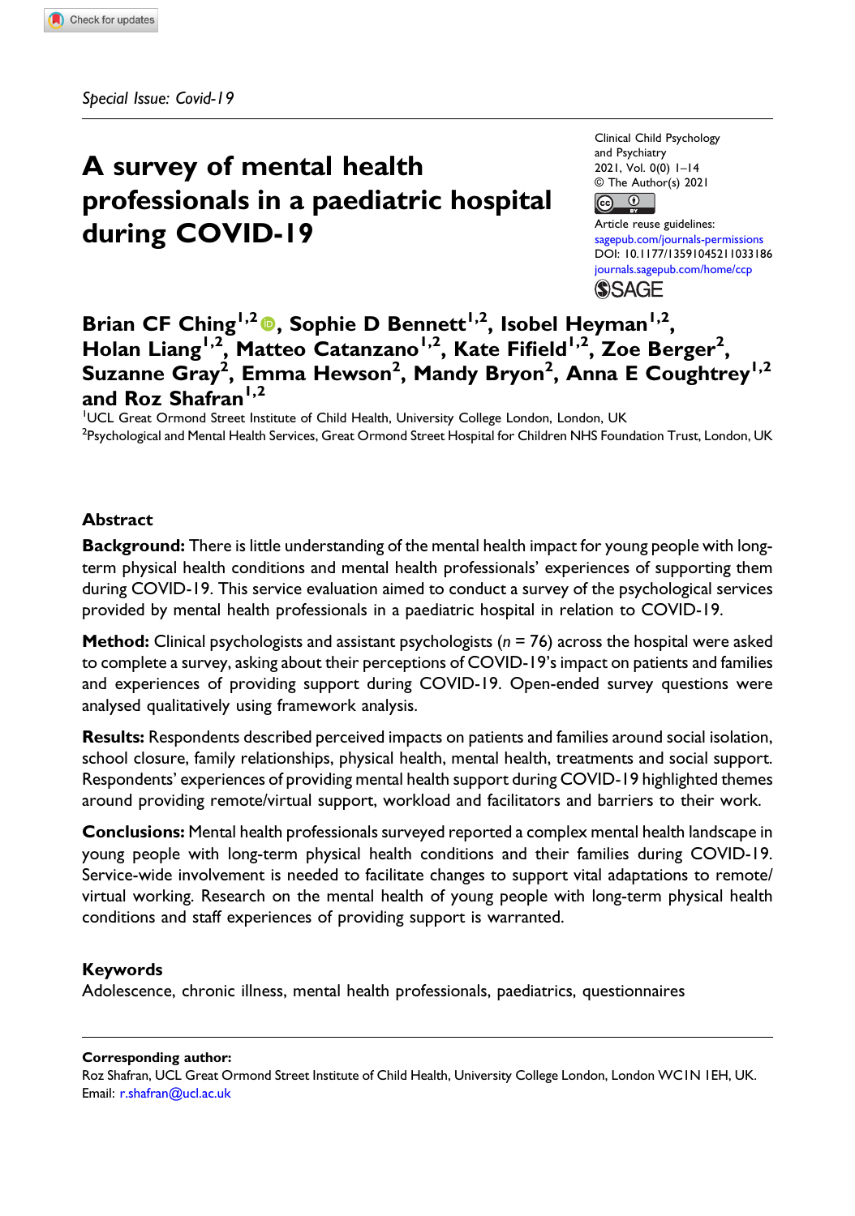*Special Issue: Covid-19*

# A survey of mental health professionals in a paediatric hospital during COVID-19

Clinical Child Psychology and Psychiatry
2021, Vol. 0(0) 1–14
© The Author(s) 2021
Article reuse guidelines:
sagepub.com/journals-permissions
DOI: 10.1177/13591045211033186
journals.sagepub.com/home/ccp

**Brian CF Ching[1,2], Sophie D Bennett[1,2], Isobel Heyman[1,2], Holan Liang[1,2], Matteo Catanzano[1,2], Kate Fifield[1,2], Zoe Berger[2], Suzanne Gray[2], Emma Hewson[2], Mandy Bryon[2], Anna E Coughtrey[1,2] and Roz Shafran[1,2]**

[1]UCL Great Ormond Street Institute of Child Health, University College London, London, UK
[2]Psychological and Mental Health Services, Great Ormond Street Hospital for Children NHS Foundation Trust, London, UK

## Abstract

**Background:** There is little understanding of the mental health impact for young people with long-term physical health conditions and mental health professionals' experiences of supporting them during COVID-19. This service evaluation aimed to conduct a survey of the psychological services provided by mental health professionals in a paediatric hospital in relation to COVID-19.

**Method:** Clinical psychologists and assistant psychologists (*n* = 76) across the hospital were asked to complete a survey, asking about their perceptions of COVID-19's impact on patients and families and experiences of providing support during COVID-19. Open-ended survey questions were analysed qualitatively using framework analysis.

**Results:** Respondents described perceived impacts on patients and families around social isolation, school closure, family relationships, physical health, mental health, treatments and social support. Respondents' experiences of providing mental health support during COVID-19 highlighted themes around providing remote/virtual support, workload and facilitators and barriers to their work.

**Conclusions:** Mental health professionals surveyed reported a complex mental health landscape in young people with long-term physical health conditions and their families during COVID-19. Service-wide involvement is needed to facilitate changes to support vital adaptations to remote/virtual working. Research on the mental health of young people with long-term physical health conditions and staff experiences of providing support is warranted.

## Keywords

Adolescence, chronic illness, mental health professionals, paediatrics, questionnaires

---

**Corresponding author:**
Roz Shafran, UCL Great Ormond Street Institute of Child Health, University College London, London WC1N 1EH, UK.
Email: r.shafran@ucl.ac.uk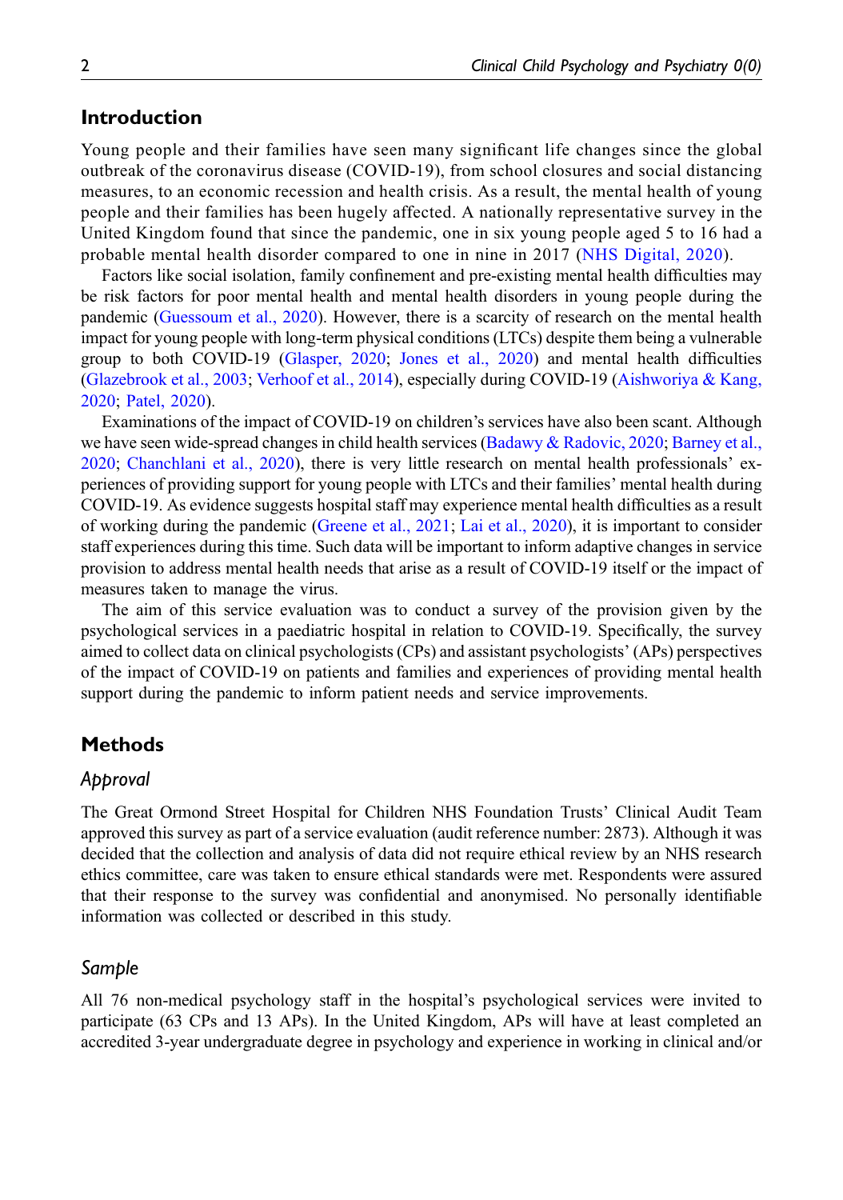## Introduction

Young people and their families have seen many significant life changes since the global outbreak of the coronavirus disease (COVID-19), from school closures and social distancing measures, to an economic recession and health crisis. As a result, the mental health of young people and their families has been hugely affected. A nationally representative survey in the United Kingdom found that since the pandemic, one in six young people aged 5 to 16 had a probable mental health disorder compared to one in nine in 2017 (NHS Digital, 2020).

Factors like social isolation, family confinement and pre-existing mental health difficulties may be risk factors for poor mental health and mental health disorders in young people during the pandemic (Guessoum et al., 2020). However, there is a scarcity of research on the mental health impact for young people with long-term physical conditions (LTCs) despite them being a vulnerable group to both COVID-19 (Glasper, 2020; Jones et al., 2020) and mental health difficulties (Glazebrook et al., 2003; Verhoof et al., 2014), especially during COVID-19 (Aishworiya & Kang, 2020; Patel, 2020).

Examinations of the impact of COVID-19 on children's services have also been scant. Although we have seen wide-spread changes in child health services (Badawy & Radovic, 2020; Barney et al., 2020; Chanchlani et al., 2020), there is very little research on mental health professionals' experiences of providing support for young people with LTCs and their families' mental health during COVID-19. As evidence suggests hospital staff may experience mental health difficulties as a result of working during the pandemic (Greene et al., 2021; Lai et al., 2020), it is important to consider staff experiences during this time. Such data will be important to inform adaptive changes in service provision to address mental health needs that arise as a result of COVID-19 itself or the impact of measures taken to manage the virus.

The aim of this service evaluation was to conduct a survey of the provision given by the psychological services in a paediatric hospital in relation to COVID-19. Specifically, the survey aimed to collect data on clinical psychologists (CPs) and assistant psychologists' (APs) perspectives of the impact of COVID-19 on patients and families and experiences of providing mental health support during the pandemic to inform patient needs and service improvements.

## Methods

### *Approval*

The Great Ormond Street Hospital for Children NHS Foundation Trusts' Clinical Audit Team approved this survey as part of a service evaluation (audit reference number: 2873). Although it was decided that the collection and analysis of data did not require ethical review by an NHS research ethics committee, care was taken to ensure ethical standards were met. Respondents were assured that their response to the survey was confidential and anonymised. No personally identifiable information was collected or described in this study.

### *Sample*

All 76 non-medical psychology staff in the hospital's psychological services were invited to participate (63 CPs and 13 APs). In the United Kingdom, APs will have at least completed an accredited 3-year undergraduate degree in psychology and experience in working in clinical and/or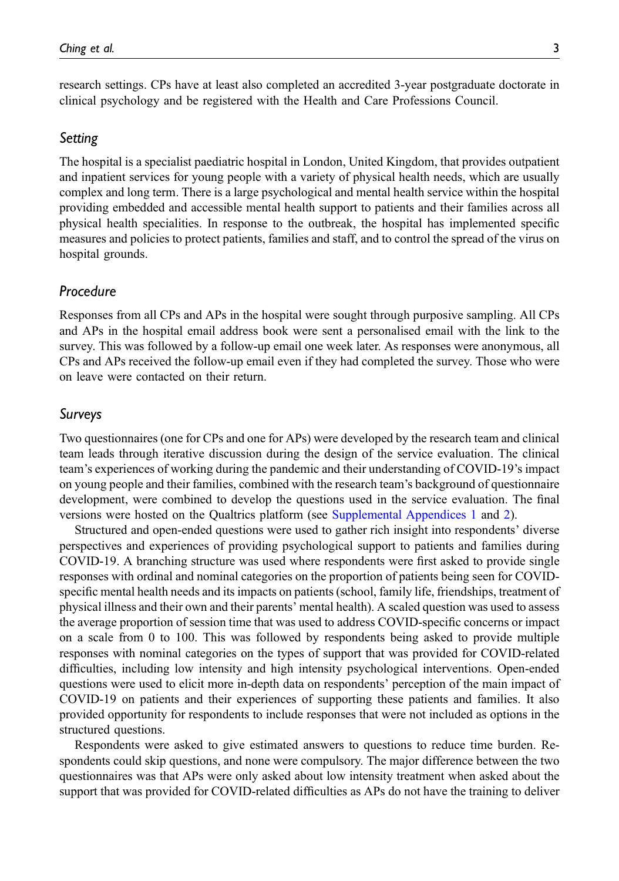research settings. CPs have at least also completed an accredited 3-year postgraduate doctorate in clinical psychology and be registered with the Health and Care Professions Council.

## *Setting*

The hospital is a specialist paediatric hospital in London, United Kingdom, that provides outpatient and inpatient services for young people with a variety of physical health needs, which are usually complex and long term. There is a large psychological and mental health service within the hospital providing embedded and accessible mental health support to patients and their families across all physical health specialities. In response to the outbreak, the hospital has implemented specific measures and policies to protect patients, families and staff, and to control the spread of the virus on hospital grounds.

## *Procedure*

Responses from all CPs and APs in the hospital were sought through purposive sampling. All CPs and APs in the hospital email address book were sent a personalised email with the link to the survey. This was followed by a follow-up email one week later. As responses were anonymous, all CPs and APs received the follow-up email even if they had completed the survey. Those who were on leave were contacted on their return.

## *Surveys*

Two questionnaires (one for CPs and one for APs) were developed by the research team and clinical team leads through iterative discussion during the design of the service evaluation. The clinical team's experiences of working during the pandemic and their understanding of COVID-19's impact on young people and their families, combined with the research team's background of questionnaire development, were combined to develop the questions used in the service evaluation. The final versions were hosted on the Qualtrics platform (see Supplemental Appendices 1 and 2).

Structured and open-ended questions were used to gather rich insight into respondents' diverse perspectives and experiences of providing psychological support to patients and families during COVID-19. A branching structure was used where respondents were first asked to provide single responses with ordinal and nominal categories on the proportion of patients being seen for COVID-specific mental health needs and its impacts on patients (school, family life, friendships, treatment of physical illness and their own and their parents' mental health). A scaled question was used to assess the average proportion of session time that was used to address COVID-specific concerns or impact on a scale from 0 to 100. This was followed by respondents being asked to provide multiple responses with nominal categories on the types of support that was provided for COVID-related difficulties, including low intensity and high intensity psychological interventions. Open-ended questions were used to elicit more in-depth data on respondents' perception of the main impact of COVID-19 on patients and their experiences of supporting these patients and families. It also provided opportunity for respondents to include responses that were not included as options in the structured questions.

Respondents were asked to give estimated answers to questions to reduce time burden. Respondents could skip questions, and none were compulsory. The major difference between the two questionnaires was that APs were only asked about low intensity treatment when asked about the support that was provided for COVID-related difficulties as APs do not have the training to deliver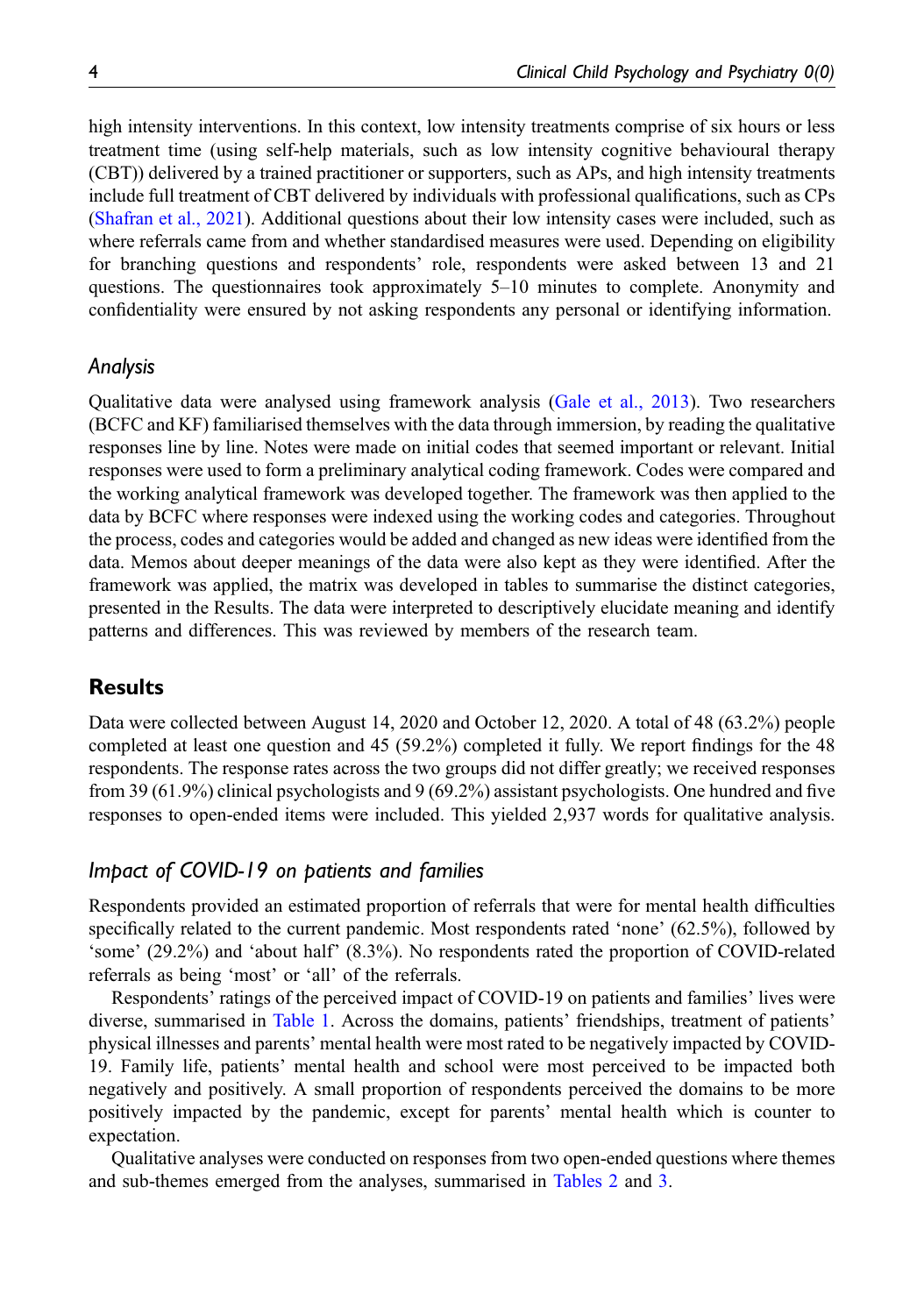high intensity interventions. In this context, low intensity treatments comprise of six hours or less treatment time (using self-help materials, such as low intensity cognitive behavioural therapy (CBT)) delivered by a trained practitioner or supporters, such as APs, and high intensity treatments include full treatment of CBT delivered by individuals with professional qualifications, such as CPs (Shafran et al., 2021). Additional questions about their low intensity cases were included, such as where referrals came from and whether standardised measures were used. Depending on eligibility for branching questions and respondents' role, respondents were asked between 13 and 21 questions. The questionnaires took approximately 5–10 minutes to complete. Anonymity and confidentiality were ensured by not asking respondents any personal or identifying information.

### *Analysis*

Qualitative data were analysed using framework analysis (Gale et al., 2013). Two researchers (BCFC and KF) familiarised themselves with the data through immersion, by reading the qualitative responses line by line. Notes were made on initial codes that seemed important or relevant. Initial responses were used to form a preliminary analytical coding framework. Codes were compared and the working analytical framework was developed together. The framework was then applied to the data by BCFC where responses were indexed using the working codes and categories. Throughout the process, codes and categories would be added and changed as new ideas were identified from the data. Memos about deeper meanings of the data were also kept as they were identified. After the framework was applied, the matrix was developed in tables to summarise the distinct categories, presented in the Results. The data were interpreted to descriptively elucidate meaning and identify patterns and differences. This was reviewed by members of the research team.

## Results

Data were collected between August 14, 2020 and October 12, 2020. A total of 48 (63.2%) people completed at least one question and 45 (59.2%) completed it fully. We report findings for the 48 respondents. The response rates across the two groups did not differ greatly; we received responses from 39 (61.9%) clinical psychologists and 9 (69.2%) assistant psychologists. One hundred and five responses to open-ended items were included. This yielded 2,937 words for qualitative analysis.

### *Impact of COVID-19 on patients and families*

Respondents provided an estimated proportion of referrals that were for mental health difficulties specifically related to the current pandemic. Most respondents rated 'none' (62.5%), followed by 'some' (29.2%) and 'about half' (8.3%). No respondents rated the proportion of COVID-related referrals as being 'most' or 'all' of the referrals.

Respondents' ratings of the perceived impact of COVID-19 on patients and families' lives were diverse, summarised in Table 1. Across the domains, patients' friendships, treatment of patients' physical illnesses and parents' mental health were most rated to be negatively impacted by COVID-19. Family life, patients' mental health and school were most perceived to be impacted both negatively and positively. A small proportion of respondents perceived the domains to be more positively impacted by the pandemic, except for parents' mental health which is counter to expectation.

Qualitative analyses were conducted on responses from two open-ended questions where themes and sub-themes emerged from the analyses, summarised in Tables 2 and 3.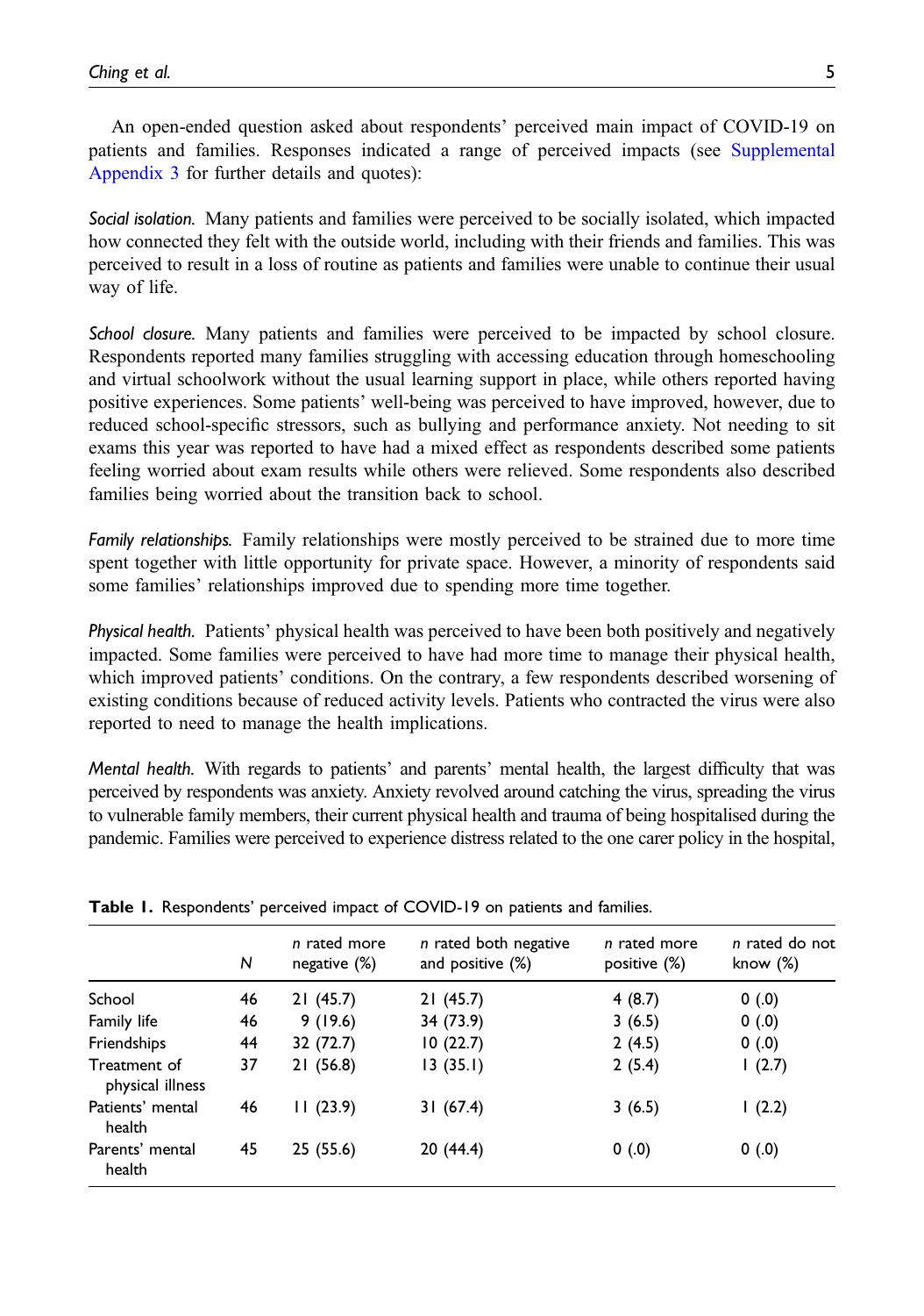An open-ended question asked about respondents' perceived main impact of COVID-19 on patients and families. Responses indicated a range of perceived impacts (see Supplemental Appendix 3 for further details and quotes):

*Social isolation.* Many patients and families were perceived to be socially isolated, which impacted how connected they felt with the outside world, including with their friends and families. This was perceived to result in a loss of routine as patients and families were unable to continue their usual way of life.

*School closure.* Many patients and families were perceived to be impacted by school closure. Respondents reported many families struggling with accessing education through homeschooling and virtual schoolwork without the usual learning support in place, while others reported having positive experiences. Some patients' well-being was perceived to have improved, however, due to reduced school-specific stressors, such as bullying and performance anxiety. Not needing to sit exams this year was reported to have had a mixed effect as respondents described some patients feeling worried about exam results while others were relieved. Some respondents also described families being worried about the transition back to school.

*Family relationships.* Family relationships were mostly perceived to be strained due to more time spent together with little opportunity for private space. However, a minority of respondents said some families' relationships improved due to spending more time together.

*Physical health.* Patients' physical health was perceived to have been both positively and negatively impacted. Some families were perceived to have had more time to manage their physical health, which improved patients' conditions. On the contrary, a few respondents described worsening of existing conditions because of reduced activity levels. Patients who contracted the virus were also reported to need to manage the health implications.

*Mental health.* With regards to patients' and parents' mental health, the largest difficulty that was perceived by respondents was anxiety. Anxiety revolved around catching the virus, spreading the virus to vulnerable family members, their current physical health and trauma of being hospitalised during the pandemic. Families were perceived to experience distress related to the one carer policy in the hospital,

**Table 1.** Respondents' perceived impact of COVID-19 on patients and families.

| | N | *n* rated more negative (%) | *n* rated both negative and positive (%) | *n* rated more positive (%) | *n* rated do not know (%) |
|---|---|---|---|---|---|
| School | 46 | 21 (45.7) | 21 (45.7) | 4 (8.7) | 0 (.0) |
| Family life | 46 | 9 (19.6) | 34 (73.9) | 3 (6.5) | 0 (.0) |
| Friendships | 44 | 32 (72.7) | 10 (22.7) | 2 (4.5) | 0 (.0) |
| Treatment of physical illness | 37 | 21 (56.8) | 13 (35.1) | 2 (5.4) | 1 (2.7) |
| Patients' mental health | 46 | 11 (23.9) | 31 (67.4) | 3 (6.5) | 1 (2.2) |
| Parents' mental health | 45 | 25 (55.6) | 20 (44.4) | 0 (.0) | 0 (.0) |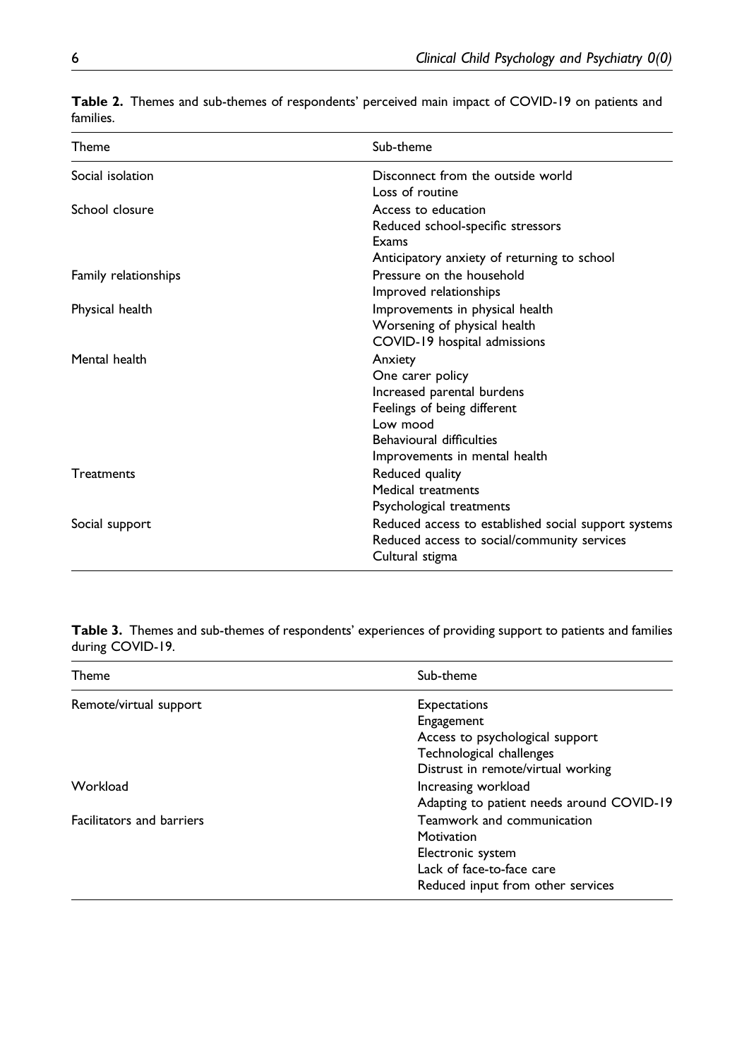**Table 2.** Themes and sub-themes of respondents' perceived main impact of COVID-19 on patients and families.

| Theme | Sub-theme |
|---|---|
| Social isolation | Disconnect from the outside world |
| | Loss of routine |
| School closure | Access to education |
| | Reduced school-specific stressors |
| | Exams |
| | Anticipatory anxiety of returning to school |
| Family relationships | Pressure on the household |
| | Improved relationships |
| Physical health | Improvements in physical health |
| | Worsening of physical health |
| | COVID-19 hospital admissions |
| Mental health | Anxiety |
| | One carer policy |
| | Increased parental burdens |
| | Feelings of being different |
| | Low mood |
| | Behavioural difficulties |
| | Improvements in mental health |
| Treatments | Reduced quality |
| | Medical treatments |
| | Psychological treatments |
| Social support | Reduced access to established social support systems |
| | Reduced access to social/community services |
| | Cultural stigma |

**Table 3.** Themes and sub-themes of respondents' experiences of providing support to patients and families during COVID-19.

| Theme | Sub-theme |
|---|---|
| Remote/virtual support | Expectations |
| | Engagement |
| | Access to psychological support |
| | Technological challenges |
| | Distrust in remote/virtual working |
| Workload | Increasing workload |
| | Adapting to patient needs around COVID-19 |
| Facilitators and barriers | Teamwork and communication |
| | Motivation |
| | Electronic system |
| | Lack of face-to-face care |
| | Reduced input from other services |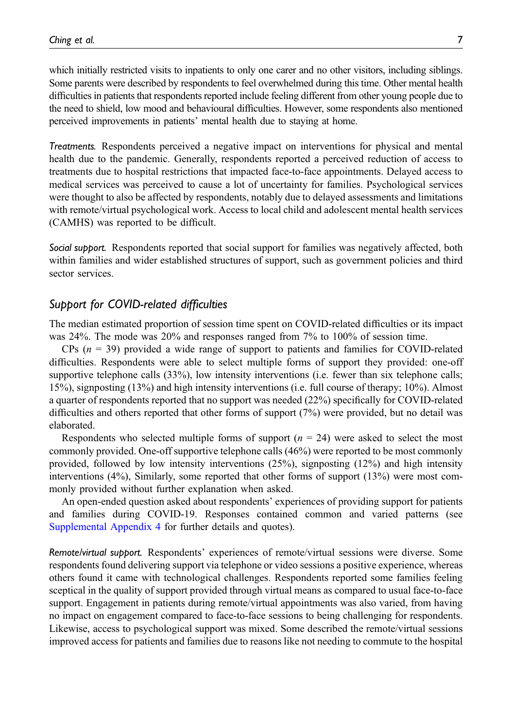which initially restricted visits to inpatients to only one carer and no other visitors, including siblings. Some parents were described by respondents to feel overwhelmed during this time. Other mental health difficulties in patients that respondents reported include feeling different from other young people due to the need to shield, low mood and behavioural difficulties. However, some respondents also mentioned perceived improvements in patients' mental health due to staying at home.

*Treatments.* Respondents perceived a negative impact on interventions for physical and mental health due to the pandemic. Generally, respondents reported a perceived reduction of access to treatments due to hospital restrictions that impacted face-to-face appointments. Delayed access to medical services was perceived to cause a lot of uncertainty for families. Psychological services were thought to also be affected by respondents, notably due to delayed assessments and limitations with remote/virtual psychological work. Access to local child and adolescent mental health services (CAMHS) was reported to be difficult.

*Social support.* Respondents reported that social support for families was negatively affected, both within families and wider established structures of support, such as government policies and third sector services.

## Support for COVID-related difficulties

The median estimated proportion of session time spent on COVID-related difficulties or its impact was 24%. The mode was 20% and responses ranged from 7% to 100% of session time.

CPs ($n$ = 39) provided a wide range of support to patients and families for COVID-related difficulties. Respondents were able to select multiple forms of support they provided: one-off supportive telephone calls (33%), low intensity interventions (i.e. fewer than six telephone calls; 15%), signposting (13%) and high intensity interventions (i.e. full course of therapy; 10%). Almost a quarter of respondents reported that no support was needed (22%) specifically for COVID-related difficulties and others reported that other forms of support (7%) were provided, but no detail was elaborated.

Respondents who selected multiple forms of support ($n$ = 24) were asked to select the most commonly provided. One-off supportive telephone calls (46%) were reported to be most commonly provided, followed by low intensity interventions (25%), signposting (12%) and high intensity interventions (4%), Similarly, some reported that other forms of support (13%) were most commonly provided without further explanation when asked.

An open-ended question asked about respondents' experiences of providing support for patients and families during COVID-19. Responses contained common and varied patterns (see Supplemental Appendix 4 for further details and quotes).

*Remote/virtual support.* Respondents' experiences of remote/virtual sessions were diverse. Some respondents found delivering support via telephone or video sessions a positive experience, whereas others found it came with technological challenges. Respondents reported some families feeling sceptical in the quality of support provided through virtual means as compared to usual face-to-face support. Engagement in patients during remote/virtual appointments was also varied, from having no impact on engagement compared to face-to-face sessions to being challenging for respondents. Likewise, access to psychological support was mixed. Some described the remote/virtual sessions improved access for patients and families due to reasons like not needing to commute to the hospital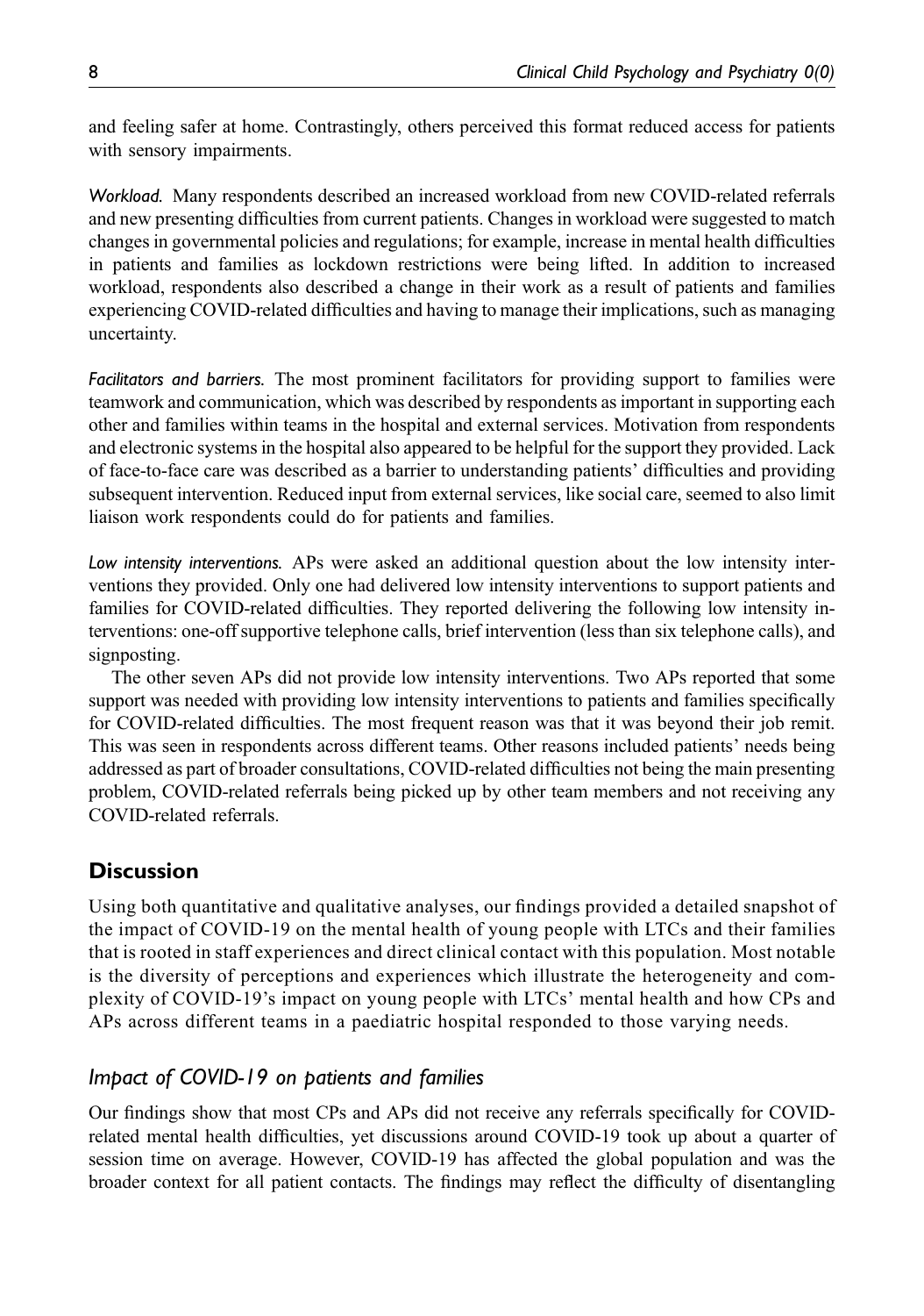and feeling safer at home. Contrastingly, others perceived this format reduced access for patients with sensory impairments.

*Workload.* Many respondents described an increased workload from new COVID-related referrals and new presenting difficulties from current patients. Changes in workload were suggested to match changes in governmental policies and regulations; for example, increase in mental health difficulties in patients and families as lockdown restrictions were being lifted. In addition to increased workload, respondents also described a change in their work as a result of patients and families experiencing COVID-related difficulties and having to manage their implications, such as managing uncertainty.

*Facilitators and barriers.* The most prominent facilitators for providing support to families were teamwork and communication, which was described by respondents as important in supporting each other and families within teams in the hospital and external services. Motivation from respondents and electronic systems in the hospital also appeared to be helpful for the support they provided. Lack of face-to-face care was described as a barrier to understanding patients' difficulties and providing subsequent intervention. Reduced input from external services, like social care, seemed to also limit liaison work respondents could do for patients and families.

*Low intensity interventions.* APs were asked an additional question about the low intensity interventions they provided. Only one had delivered low intensity interventions to support patients and families for COVID-related difficulties. They reported delivering the following low intensity interventions: one-off supportive telephone calls, brief intervention (less than six telephone calls), and signposting.

The other seven APs did not provide low intensity interventions. Two APs reported that some support was needed with providing low intensity interventions to patients and families specifically for COVID-related difficulties. The most frequent reason was that it was beyond their job remit. This was seen in respondents across different teams. Other reasons included patients' needs being addressed as part of broader consultations, COVID-related difficulties not being the main presenting problem, COVID-related referrals being picked up by other team members and not receiving any COVID-related referrals.

## Discussion

Using both quantitative and qualitative analyses, our findings provided a detailed snapshot of the impact of COVID-19 on the mental health of young people with LTCs and their families that is rooted in staff experiences and direct clinical contact with this population. Most notable is the diversity of perceptions and experiences which illustrate the heterogeneity and complexity of COVID-19's impact on young people with LTCs' mental health and how CPs and APs across different teams in a paediatric hospital responded to those varying needs.

### Impact of COVID-19 on patients and families

Our findings show that most CPs and APs did not receive any referrals specifically for COVID-related mental health difficulties, yet discussions around COVID-19 took up about a quarter of session time on average. However, COVID-19 has affected the global population and was the broader context for all patient contacts. The findings may reflect the difficulty of disentangling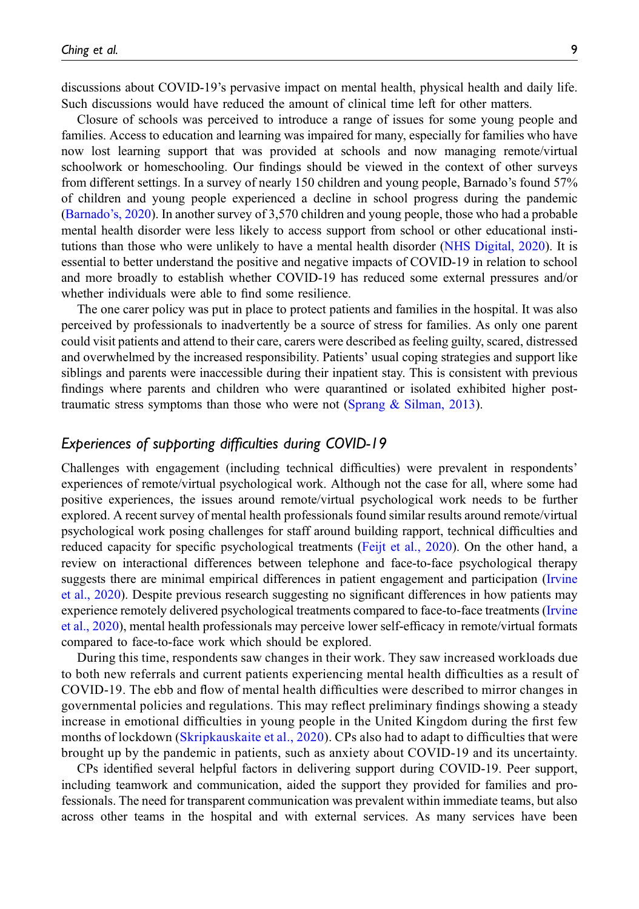discussions about COVID-19's pervasive impact on mental health, physical health and daily life. Such discussions would have reduced the amount of clinical time left for other matters.

Closure of schools was perceived to introduce a range of issues for some young people and families. Access to education and learning was impaired for many, especially for families who have now lost learning support that was provided at schools and now managing remote/virtual schoolwork or homeschooling. Our findings should be viewed in the context of other surveys from different settings. In a survey of nearly 150 children and young people, Barnado's found 57% of children and young people experienced a decline in school progress during the pandemic (Barnado's, 2020). In another survey of 3,570 children and young people, those who had a probable mental health disorder were less likely to access support from school or other educational institutions than those who were unlikely to have a mental health disorder (NHS Digital, 2020). It is essential to better understand the positive and negative impacts of COVID-19 in relation to school and more broadly to establish whether COVID-19 has reduced some external pressures and/or whether individuals were able to find some resilience.

The one carer policy was put in place to protect patients and families in the hospital. It was also perceived by professionals to inadvertently be a source of stress for families. As only one parent could visit patients and attend to their care, carers were described as feeling guilty, scared, distressed and overwhelmed by the increased responsibility. Patients' usual coping strategies and support like siblings and parents were inaccessible during their inpatient stay. This is consistent with previous findings where parents and children who were quarantined or isolated exhibited higher post-traumatic stress symptoms than those who were not (Sprang & Silman, 2013).

### *Experiences of supporting difficulties during COVID-19*

Challenges with engagement (including technical difficulties) were prevalent in respondents' experiences of remote/virtual psychological work. Although not the case for all, where some had positive experiences, the issues around remote/virtual psychological work needs to be further explored. A recent survey of mental health professionals found similar results around remote/virtual psychological work posing challenges for staff around building rapport, technical difficulties and reduced capacity for specific psychological treatments (Feijt et al., 2020). On the other hand, a review on interactional differences between telephone and face-to-face psychological therapy suggests there are minimal empirical differences in patient engagement and participation (Irvine et al., 2020). Despite previous research suggesting no significant differences in how patients may experience remotely delivered psychological treatments compared to face-to-face treatments (Irvine et al., 2020), mental health professionals may perceive lower self-efficacy in remote/virtual formats compared to face-to-face work which should be explored.

During this time, respondents saw changes in their work. They saw increased workloads due to both new referrals and current patients experiencing mental health difficulties as a result of COVID-19. The ebb and flow of mental health difficulties were described to mirror changes in governmental policies and regulations. This may reflect preliminary findings showing a steady increase in emotional difficulties in young people in the United Kingdom during the first few months of lockdown (Skripkauskaite et al., 2020). CPs also had to adapt to difficulties that were brought up by the pandemic in patients, such as anxiety about COVID-19 and its uncertainty.

CPs identified several helpful factors in delivering support during COVID-19. Peer support, including teamwork and communication, aided the support they provided for families and professionals. The need for transparent communication was prevalent within immediate teams, but also across other teams in the hospital and with external services. As many services have been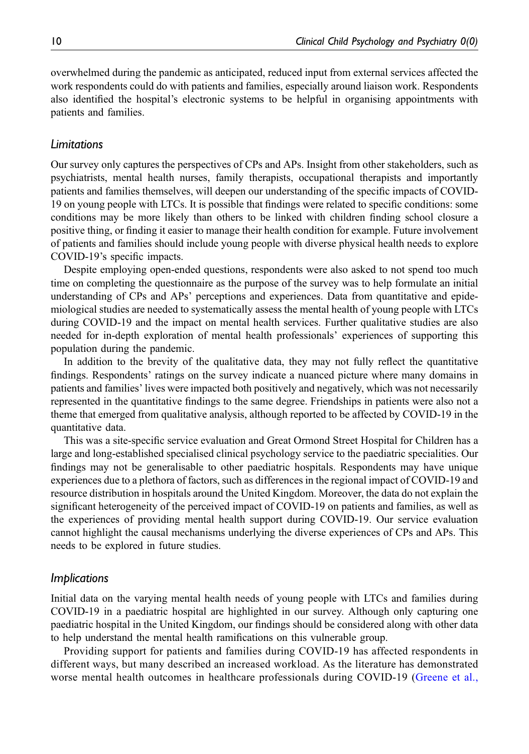overwhelmed during the pandemic as anticipated, reduced input from external services affected the work respondents could do with patients and families, especially around liaison work. Respondents also identified the hospital's electronic systems to be helpful in organising appointments with patients and families.

### *Limitations*

Our survey only captures the perspectives of CPs and APs. Insight from other stakeholders, such as psychiatrists, mental health nurses, family therapists, occupational therapists and importantly patients and families themselves, will deepen our understanding of the specific impacts of COVID-19 on young people with LTCs. It is possible that findings were related to specific conditions: some conditions may be more likely than others to be linked with children finding school closure a positive thing, or finding it easier to manage their health condition for example. Future involvement of patients and families should include young people with diverse physical health needs to explore COVID-19's specific impacts.

Despite employing open-ended questions, respondents were also asked to not spend too much time on completing the questionnaire as the purpose of the survey was to help formulate an initial understanding of CPs and APs' perceptions and experiences. Data from quantitative and epidemiological studies are needed to systematically assess the mental health of young people with LTCs during COVID-19 and the impact on mental health services. Further qualitative studies are also needed for in-depth exploration of mental health professionals' experiences of supporting this population during the pandemic.

In addition to the brevity of the qualitative data, they may not fully reflect the quantitative findings. Respondents' ratings on the survey indicate a nuanced picture where many domains in patients and families' lives were impacted both positively and negatively, which was not necessarily represented in the quantitative findings to the same degree. Friendships in patients were also not a theme that emerged from qualitative analysis, although reported to be affected by COVID-19 in the quantitative data.

This was a site-specific service evaluation and Great Ormond Street Hospital for Children has a large and long-established specialised clinical psychology service to the paediatric specialities. Our findings may not be generalisable to other paediatric hospitals. Respondents may have unique experiences due to a plethora of factors, such as differences in the regional impact of COVID-19 and resource distribution in hospitals around the United Kingdom. Moreover, the data do not explain the significant heterogeneity of the perceived impact of COVID-19 on patients and families, as well as the experiences of providing mental health support during COVID-19. Our service evaluation cannot highlight the causal mechanisms underlying the diverse experiences of CPs and APs. This needs to be explored in future studies.

### *Implications*

Initial data on the varying mental health needs of young people with LTCs and families during COVID-19 in a paediatric hospital are highlighted in our survey. Although only capturing one paediatric hospital in the United Kingdom, our findings should be considered along with other data to help understand the mental health ramifications on this vulnerable group.

Providing support for patients and families during COVID-19 has affected respondents in different ways, but many described an increased workload. As the literature has demonstrated worse mental health outcomes in healthcare professionals during COVID-19 (Greene et al.,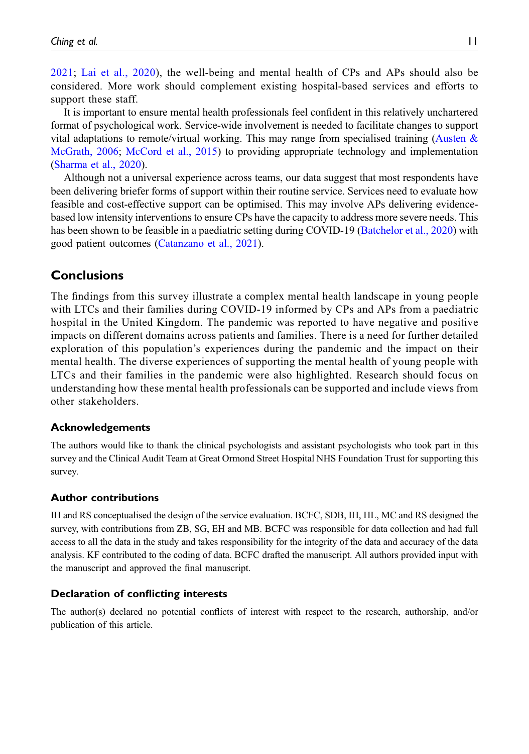2021; Lai et al., 2020), the well-being and mental health of CPs and APs should also be considered. More work should complement existing hospital-based services and efforts to support these staff.

It is important to ensure mental health professionals feel confident in this relatively unchartered format of psychological work. Service-wide involvement is needed to facilitate changes to support vital adaptations to remote/virtual working. This may range from specialised training (Austen & McGrath, 2006; McCord et al., 2015) to providing appropriate technology and implementation (Sharma et al., 2020).

Although not a universal experience across teams, our data suggest that most respondents have been delivering briefer forms of support within their routine service. Services need to evaluate how feasible and cost-effective support can be optimised. This may involve APs delivering evidence-based low intensity interventions to ensure CPs have the capacity to address more severe needs. This has been shown to be feasible in a paediatric setting during COVID-19 (Batchelor et al., 2020) with good patient outcomes (Catanzano et al., 2021).

## Conclusions

The findings from this survey illustrate a complex mental health landscape in young people with LTCs and their families during COVID-19 informed by CPs and APs from a paediatric hospital in the United Kingdom. The pandemic was reported to have negative and positive impacts on different domains across patients and families. There is a need for further detailed exploration of this population's experiences during the pandemic and the impact on their mental health. The diverse experiences of supporting the mental health of young people with LTCs and their families in the pandemic were also highlighted. Research should focus on understanding how these mental health professionals can be supported and include views from other stakeholders.

### Acknowledgements

The authors would like to thank the clinical psychologists and assistant psychologists who took part in this survey and the Clinical Audit Team at Great Ormond Street Hospital NHS Foundation Trust for supporting this survey.

### Author contributions

IH and RS conceptualised the design of the service evaluation. BCFC, SDB, IH, HL, MC and RS designed the survey, with contributions from ZB, SG, EH and MB. BCFC was responsible for data collection and had full access to all the data in the study and takes responsibility for the integrity of the data and accuracy of the data analysis. KF contributed to the coding of data. BCFC drafted the manuscript. All authors provided input with the manuscript and approved the final manuscript.

### Declaration of conflicting interests

The author(s) declared no potential conflicts of interest with respect to the research, authorship, and/or publication of this article.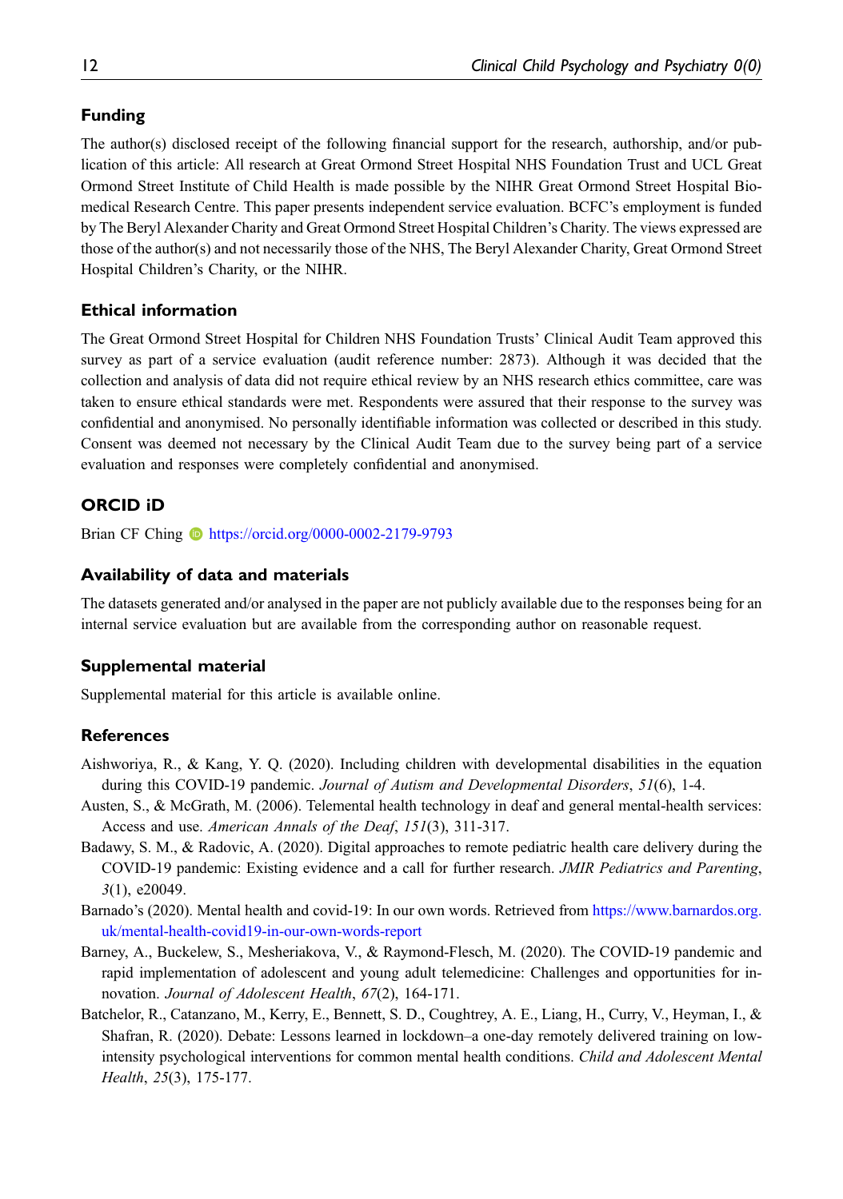## Funding

The author(s) disclosed receipt of the following financial support for the research, authorship, and/or publication of this article: All research at Great Ormond Street Hospital NHS Foundation Trust and UCL Great Ormond Street Institute of Child Health is made possible by the NIHR Great Ormond Street Hospital Biomedical Research Centre. This paper presents independent service evaluation. BCFC's employment is funded by The Beryl Alexander Charity and Great Ormond Street Hospital Children's Charity. The views expressed are those of the author(s) and not necessarily those of the NHS, The Beryl Alexander Charity, Great Ormond Street Hospital Children's Charity, or the NIHR.

## Ethical information

The Great Ormond Street Hospital for Children NHS Foundation Trusts' Clinical Audit Team approved this survey as part of a service evaluation (audit reference number: 2873). Although it was decided that the collection and analysis of data did not require ethical review by an NHS research ethics committee, care was taken to ensure ethical standards were met. Respondents were assured that their response to the survey was confidential and anonymised. No personally identifiable information was collected or described in this study. Consent was deemed not necessary by the Clinical Audit Team due to the survey being part of a service evaluation and responses were completely confidential and anonymised.

## ORCID iD

Brian CF Ching https://orcid.org/0000-0002-2179-9793

## Availability of data and materials

The datasets generated and/or analysed in the paper are not publicly available due to the responses being for an internal service evaluation but are available from the corresponding author on reasonable request.

## Supplemental material

Supplemental material for this article is available online.

## References

Aishworiya, R., & Kang, Y. Q. (2020). Including children with developmental disabilities in the equation during this COVID-19 pandemic. *Journal of Autism and Developmental Disorders*, *51*(6), 1-4.

Austen, S., & McGrath, M. (2006). Telemental health technology in deaf and general mental-health services: Access and use. *American Annals of the Deaf*, *151*(3), 311-317.

Badawy, S. M., & Radovic, A. (2020). Digital approaches to remote pediatric health care delivery during the COVID-19 pandemic: Existing evidence and a call for further research. *JMIR Pediatrics and Parenting*, *3*(1), e20049.

Barnado's (2020). Mental health and covid-19: In our own words. Retrieved from https://www.barnardos.org.uk/mental-health-covid19-in-our-own-words-report

Barney, A., Buckelew, S., Mesheriakova, V., & Raymond-Flesch, M. (2020). The COVID-19 pandemic and rapid implementation of adolescent and young adult telemedicine: Challenges and opportunities for innovation. *Journal of Adolescent Health*, *67*(2), 164-171.

Batchelor, R., Catanzano, M., Kerry, E., Bennett, S. D., Coughtrey, A. E., Liang, H., Curry, V., Heyman, I., & Shafran, R. (2020). Debate: Lessons learned in lockdown–a one-day remotely delivered training on low-intensity psychological interventions for common mental health conditions. *Child and Adolescent Mental Health*, *25*(3), 175-177.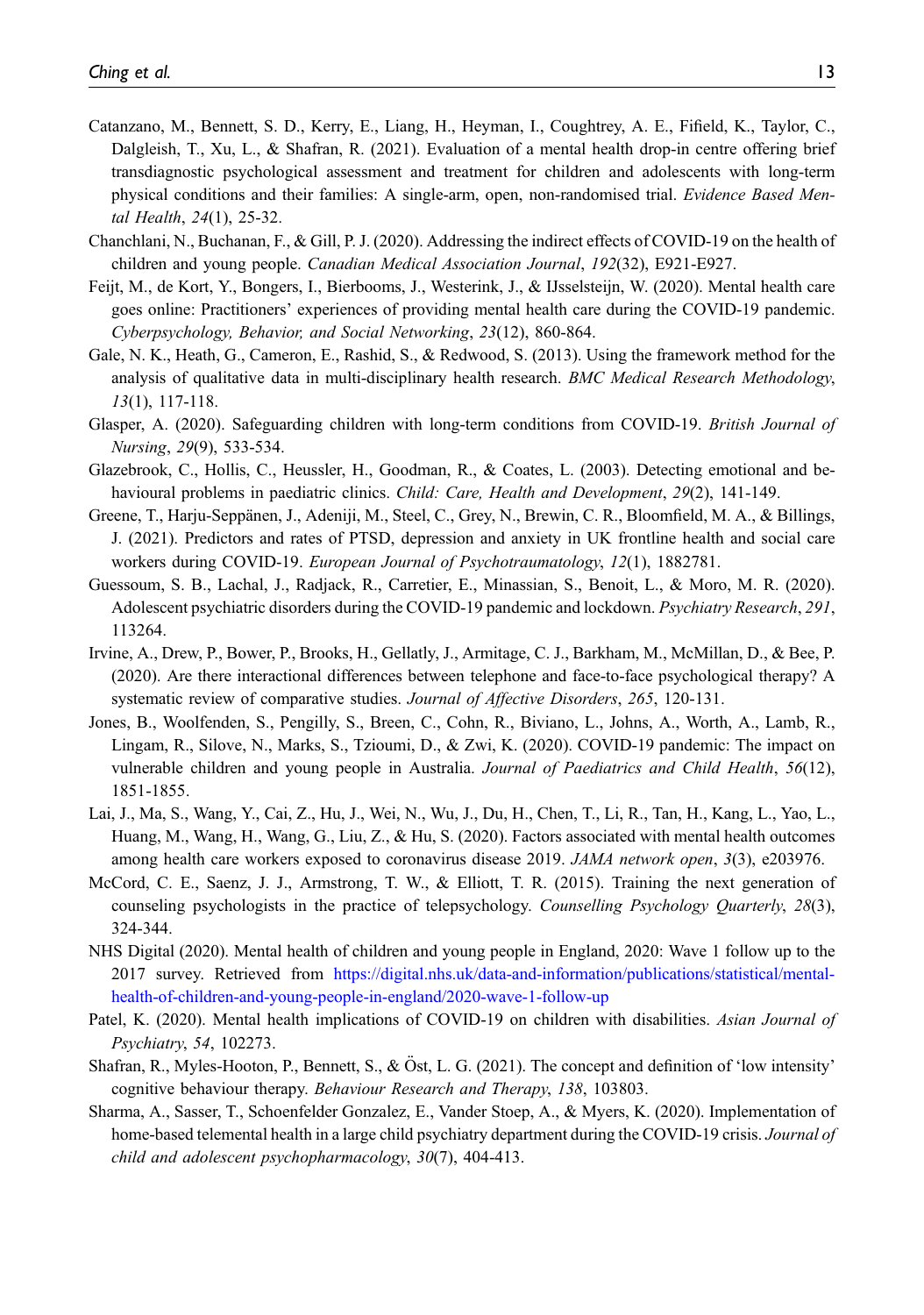Catanzano, M., Bennett, S. D., Kerry, E., Liang, H., Heyman, I., Coughtrey, A. E., Fifield, K., Taylor, C., Dalgleish, T., Xu, L., & Shafran, R. (2021). Evaluation of a mental health drop-in centre offering brief transdiagnostic psychological assessment and treatment for children and adolescents with long-term physical conditions and their families: A single-arm, open, non-randomised trial. *Evidence Based Mental Health*, *24*(1), 25-32.

Chanchlani, N., Buchanan, F., & Gill, P. J. (2020). Addressing the indirect effects of COVID-19 on the health of children and young people. *Canadian Medical Association Journal*, *192*(32), E921-E927.

Feijt, M., de Kort, Y., Bongers, I., Bierbooms, J., Westerink, J., & IJsselsteijn, W. (2020). Mental health care goes online: Practitioners' experiences of providing mental health care during the COVID-19 pandemic. *Cyberpsychology, Behavior, and Social Networking*, *23*(12), 860-864.

Gale, N. K., Heath, G., Cameron, E., Rashid, S., & Redwood, S. (2013). Using the framework method for the analysis of qualitative data in multi-disciplinary health research. *BMC Medical Research Methodology*, *13*(1), 117-118.

Glasper, A. (2020). Safeguarding children with long-term conditions from COVID-19. *British Journal of Nursing*, *29*(9), 533-534.

Glazebrook, C., Hollis, C., Heussler, H., Goodman, R., & Coates, L. (2003). Detecting emotional and behavioural problems in paediatric clinics. *Child: Care, Health and Development*, *29*(2), 141-149.

Greene, T., Harju-Seppänen, J., Adeniji, M., Steel, C., Grey, N., Brewin, C. R., Bloomfield, M. A., & Billings, J. (2021). Predictors and rates of PTSD, depression and anxiety in UK frontline health and social care workers during COVID-19. *European Journal of Psychotraumatology*, *12*(1), 1882781.

Guessoum, S. B., Lachal, J., Radjack, R., Carretier, E., Minassian, S., Benoit, L., & Moro, M. R. (2020). Adolescent psychiatric disorders during the COVID-19 pandemic and lockdown. *Psychiatry Research*, *291*, 113264.

Irvine, A., Drew, P., Bower, P., Brooks, H., Gellatly, J., Armitage, C. J., Barkham, M., McMillan, D., & Bee, P. (2020). Are there interactional differences between telephone and face-to-face psychological therapy? A systematic review of comparative studies. *Journal of Affective Disorders*, *265*, 120-131.

Jones, B., Woolfenden, S., Pengilly, S., Breen, C., Cohn, R., Biviano, L., Johns, A., Worth, A., Lamb, R., Lingam, R., Silove, N., Marks, S., Tzioumi, D., & Zwi, K. (2020). COVID-19 pandemic: The impact on vulnerable children and young people in Australia. *Journal of Paediatrics and Child Health*, *56*(12), 1851-1855.

Lai, J., Ma, S., Wang, Y., Cai, Z., Hu, J., Wei, N., Wu, J., Du, H., Chen, T., Li, R., Tan, H., Kang, L., Yao, L., Huang, M., Wang, H., Wang, G., Liu, Z., & Hu, S. (2020). Factors associated with mental health outcomes among health care workers exposed to coronavirus disease 2019. *JAMA network open*, *3*(3), e203976.

McCord, C. E., Saenz, J. J., Armstrong, T. W., & Elliott, T. R. (2015). Training the next generation of counseling psychologists in the practice of telepsychology. *Counselling Psychology Quarterly*, *28*(3), 324-344.

NHS Digital (2020). Mental health of children and young people in England, 2020: Wave 1 follow up to the 2017 survey. Retrieved from https://digital.nhs.uk/data-and-information/publications/statistical/mental-health-of-children-and-young-people-in-england/2020-wave-1-follow-up

Patel, K. (2020). Mental health implications of COVID-19 on children with disabilities. *Asian Journal of Psychiatry*, *54*, 102273.

Shafran, R., Myles-Hooton, P., Bennett, S., & Öst, L. G. (2021). The concept and definition of 'low intensity' cognitive behaviour therapy. *Behaviour Research and Therapy*, *138*, 103803.

Sharma, A., Sasser, T., Schoenfelder Gonzalez, E., Vander Stoep, A., & Myers, K. (2020). Implementation of home-based telemental health in a large child psychiatry department during the COVID-19 crisis. *Journal of child and adolescent psychopharmacology*, *30*(7), 404-413.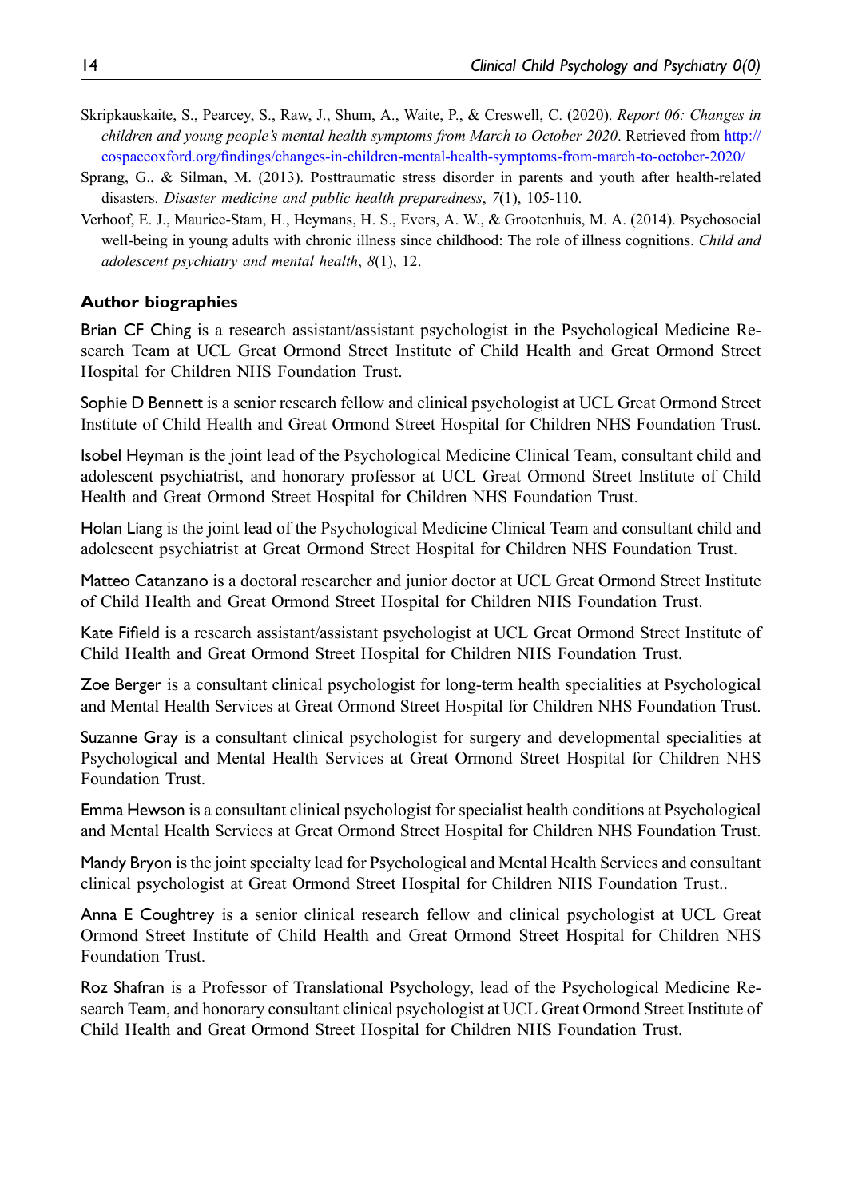Skripkauskaite, S., Pearcey, S., Raw, J., Shum, A., Waite, P., & Creswell, C. (2020). *Report 06: Changes in children and young people's mental health symptoms from March to October 2020*. Retrieved from http://cospaceoxford.org/findings/changes-in-children-mental-health-symptoms-from-march-to-october-2020/

Sprang, G., & Silman, M. (2013). Posttraumatic stress disorder in parents and youth after health-related disasters. *Disaster medicine and public health preparedness*, *7*(1), 105-110.

Verhoof, E. J., Maurice-Stam, H., Heymans, H. S., Evers, A. W., & Grootenhuis, M. A. (2014). Psychosocial well-being in young adults with chronic illness since childhood: The role of illness cognitions. *Child and adolescent psychiatry and mental health*, *8*(1), 12.

## Author biographies

Brian CF Ching is a research assistant/assistant psychologist in the Psychological Medicine Research Team at UCL Great Ormond Street Institute of Child Health and Great Ormond Street Hospital for Children NHS Foundation Trust.

Sophie D Bennett is a senior research fellow and clinical psychologist at UCL Great Ormond Street Institute of Child Health and Great Ormond Street Hospital for Children NHS Foundation Trust.

Isobel Heyman is the joint lead of the Psychological Medicine Clinical Team, consultant child and adolescent psychiatrist, and honorary professor at UCL Great Ormond Street Institute of Child Health and Great Ormond Street Hospital for Children NHS Foundation Trust.

Holan Liang is the joint lead of the Psychological Medicine Clinical Team and consultant child and adolescent psychiatrist at Great Ormond Street Hospital for Children NHS Foundation Trust.

Matteo Catanzano is a doctoral researcher and junior doctor at UCL Great Ormond Street Institute of Child Health and Great Ormond Street Hospital for Children NHS Foundation Trust.

Kate Fifield is a research assistant/assistant psychologist at UCL Great Ormond Street Institute of Child Health and Great Ormond Street Hospital for Children NHS Foundation Trust.

Zoe Berger is a consultant clinical psychologist for long-term health specialities at Psychological and Mental Health Services at Great Ormond Street Hospital for Children NHS Foundation Trust.

Suzanne Gray is a consultant clinical psychologist for surgery and developmental specialities at Psychological and Mental Health Services at Great Ormond Street Hospital for Children NHS Foundation Trust.

Emma Hewson is a consultant clinical psychologist for specialist health conditions at Psychological and Mental Health Services at Great Ormond Street Hospital for Children NHS Foundation Trust.

Mandy Bryon is the joint specialty lead for Psychological and Mental Health Services and consultant clinical psychologist at Great Ormond Street Hospital for Children NHS Foundation Trust..

Anna E Coughtrey is a senior clinical research fellow and clinical psychologist at UCL Great Ormond Street Institute of Child Health and Great Ormond Street Hospital for Children NHS Foundation Trust.

Roz Shafran is a Professor of Translational Psychology, lead of the Psychological Medicine Research Team, and honorary consultant clinical psychologist at UCL Great Ormond Street Institute of Child Health and Great Ormond Street Hospital for Children NHS Foundation Trust.